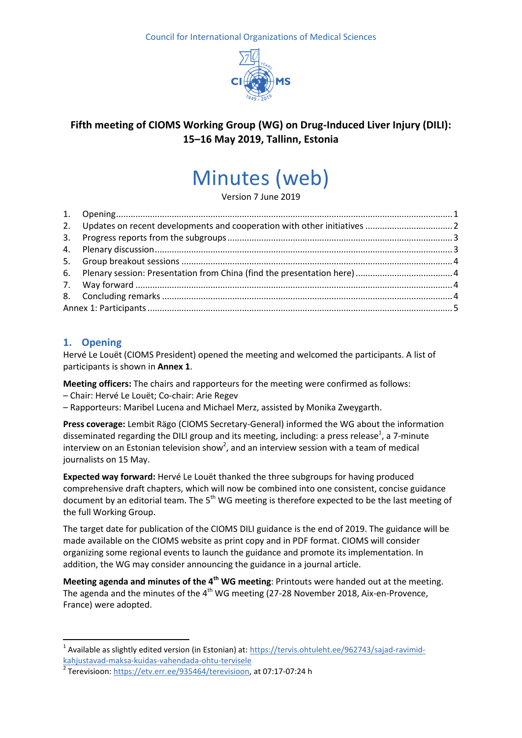Council for International Organizations of Medical Sciences

**Fifth meeting of CIOMS Working Group (WG) on Drug-Induced Liver Injury (DILI): 15–16 May 2019, Tallinn, Estonia**

# Minutes (web)

Version 7 June 2019

1. Opening ..... 1
2. Updates on recent developments and cooperation with other initiatives ..... 2
3. Progress reports from the subgroups ..... 3
4. Plenary discussion ..... 3
5. Group breakout sessions ..... 4
6. Plenary session: Presentation from China (find the presentation here) ..... 4
7. Way forward ..... 4
8. Concluding remarks ..... 4

Annex 1: Participants ..... 5

## 1. Opening

Hervé Le Louët (CIOMS President) opened the meeting and welcomed the participants. A list of participants is shown in **Annex 1**.

**Meeting officers:** The chairs and rapporteurs for the meeting were confirmed as follows:
– Chair: Hervé Le Louët; Co-chair: Arie Regev
– Rapporteurs: Maribel Lucena and Michael Merz, assisted by Monika Zweygarth.

**Press coverage:** Lembit Rägo (CIOMS Secretary-General) informed the WG about the information disseminated regarding the DILI group and its meeting, including: a press release[1], a 7-minute interview on an Estonian television show[2], and an interview session with a team of medical journalists on 15 May.

**Expected way forward:** Hervé Le Louët thanked the three subgroups for having produced comprehensive draft chapters, which will now be combined into one consistent, concise guidance document by an editorial team. The 5th WG meeting is therefore expected to be the last meeting of the full Working Group.

The target date for publication of the CIOMS DILI guidance is the end of 2019. The guidance will be made available on the CIOMS website as print copy and in PDF format. CIOMS will consider organizing some regional events to launch the guidance and promote its implementation. In addition, the WG may consider announcing the guidance in a journal article.

**Meeting agenda and minutes of the 4th WG meeting**: Printouts were handed out at the meeting. The agenda and the minutes of the 4th WG meeting (27-28 November 2018, Aix-en-Provence, France) were adopted.

---

[1] Available as slightly edited version (in Estonian) at: https://tervis.ohtuleht.ee/962743/sajad-ravimid-kahjustavad-maksa-kuidas-vahendada-ohtu-tervisele

[2] Terevisioon: https://etv.err.ee/935464/terevisioon, at 07:17-07:24 h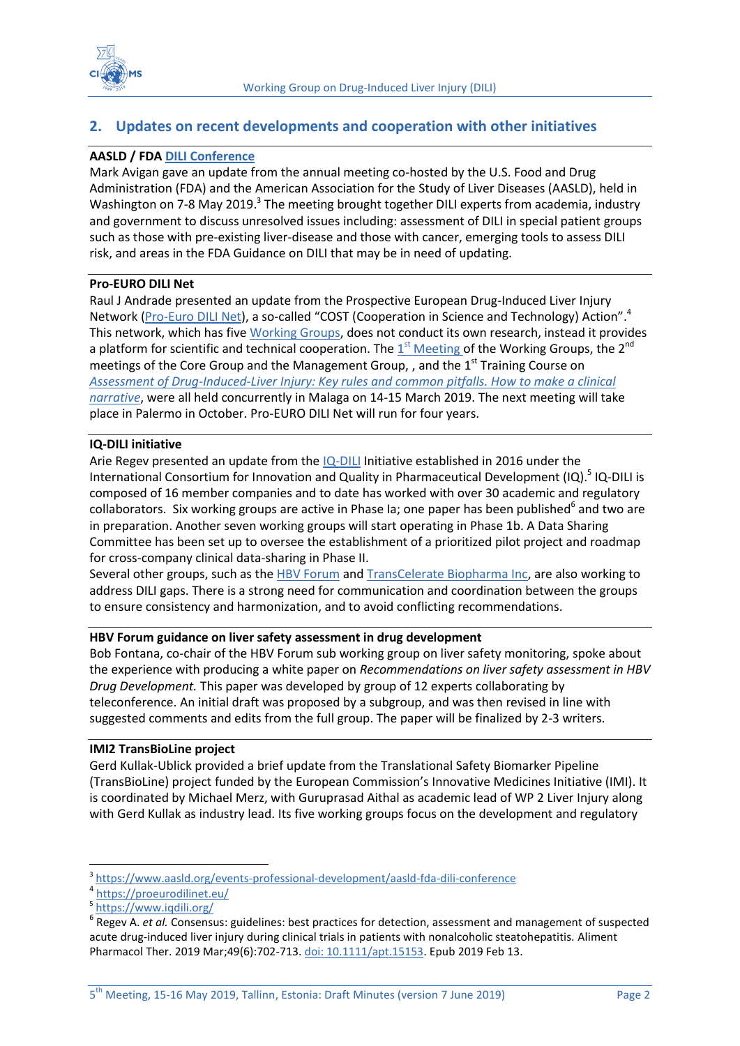## 2. Updates on recent developments and cooperation with other initiatives

**AASLD / FDA DILI Conference**

Mark Avigan gave an update from the annual meeting co-hosted by the U.S. Food and Drug Administration (FDA) and the American Association for the Study of Liver Diseases (AASLD), held in Washington on 7-8 May 2019.[3] The meeting brought together DILI experts from academia, industry and government to discuss unresolved issues including: assessment of DILI in special patient groups such as those with pre-existing liver-disease and those with cancer, emerging tools to assess DILI risk, and areas in the FDA Guidance on DILI that may be in need of updating.

**Pro-EURO DILI Net**

Raul J Andrade presented an update from the Prospective European Drug-Induced Liver Injury Network (Pro-Euro DILI Net), a so-called "COST (Cooperation in Science and Technology) Action".[4] This network, which has five Working Groups, does not conduct its own research, instead it provides a platform for scientific and technical cooperation. The 1st Meeting of the Working Groups, the 2nd meetings of the Core Group and the Management Group, , and the 1st Training Course on *Assessment of Drug-Induced-Liver Injury: Key rules and common pitfalls. How to make a clinical narrative*, were all held concurrently in Malaga on 14-15 March 2019. The next meeting will take place in Palermo in October. Pro-EURO DILI Net will run for four years.

**IQ-DILI initiative**

Arie Regev presented an update from the IQ-DILI Initiative established in 2016 under the International Consortium for Innovation and Quality in Pharmaceutical Development (IQ).[5] IQ-DILI is composed of 16 member companies and to date has worked with over 30 academic and regulatory collaborators. Six working groups are active in Phase Ia; one paper has been published[6] and two are in preparation. Another seven working groups will start operating in Phase 1b. A Data Sharing Committee has been set up to oversee the establishment of a prioritized pilot project and roadmap for cross-company clinical data-sharing in Phase II.

Several other groups, such as the HBV Forum and TransCelerate Biopharma Inc, are also working to address DILI gaps. There is a strong need for communication and coordination between the groups to ensure consistency and harmonization, and to avoid conflicting recommendations.

**HBV Forum guidance on liver safety assessment in drug development**

Bob Fontana, co-chair of the HBV Forum sub working group on liver safety monitoring, spoke about the experience with producing a white paper on *Recommendations on liver safety assessment in HBV Drug Development.* This paper was developed by group of 12 experts collaborating by teleconference. An initial draft was proposed by a subgroup, and was then revised in line with suggested comments and edits from the full group. The paper will be finalized by 2-3 writers.

**IMI2 TransBioLine project**

Gerd Kullak-Ublick provided a brief update from the Translational Safety Biomarker Pipeline (TransBioLine) project funded by the European Commission's Innovative Medicines Initiative (IMI). It is coordinated by Michael Merz, with Guruprasad Aithal as academic lead of WP 2 Liver Injury along with Gerd Kullak as industry lead. Its five working groups focus on the development and regulatory

---

[3] https://www.aasld.org/events-professional-development/aasld-fda-dili-conference

[4] https://proeurodilinet.eu/

[5] https://www.iqdili.org/

[6] Regev A. *et al.* Consensus: guidelines: best practices for detection, assessment and management of suspected acute drug-induced liver injury during clinical trials in patients with nonalcoholic steatohepatitis. Aliment Pharmacol Ther. 2019 Mar;49(6):702-713. doi: 10.1111/apt.15153. Epub 2019 Feb 13.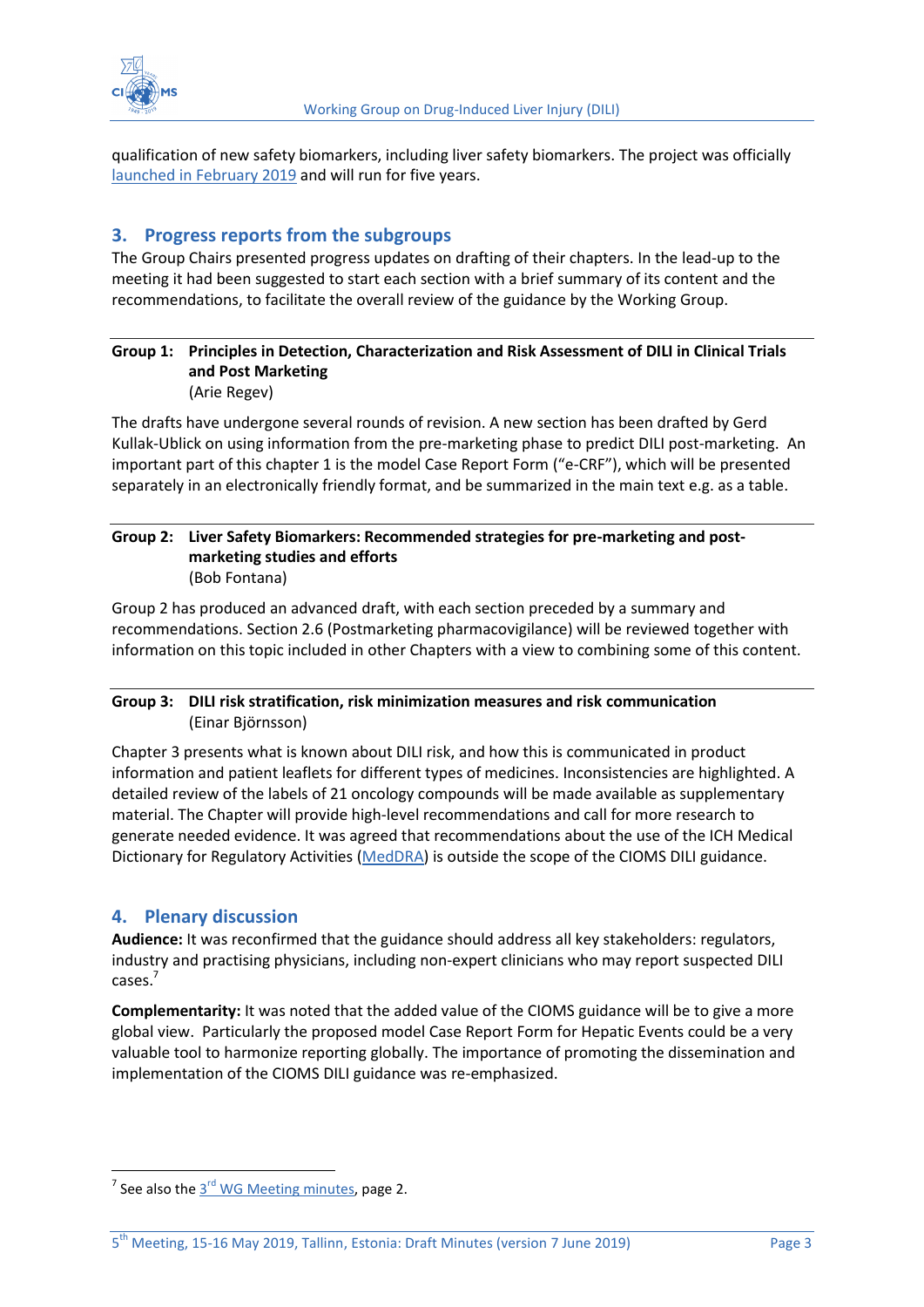qualification of new safety biomarkers, including liver safety biomarkers. The project was officially launched in February 2019 and will run for five years.

## 3. Progress reports from the subgroups

The Group Chairs presented progress updates on drafting of their chapters. In the lead-up to the meeting it had been suggested to start each section with a brief summary of its content and the recommendations, to facilitate the overall review of the guidance by the Working Group.

---

**Group 1: Principles in Detection, Characterization and Risk Assessment of DILI in Clinical Trials and Post Marketing**
(Arie Regev)

The drafts have undergone several rounds of revision. A new section has been drafted by Gerd Kullak-Ublick on using information from the pre-marketing phase to predict DILI post-marketing. An important part of this chapter 1 is the model Case Report Form ("e-CRF"), which will be presented separately in an electronically friendly format, and be summarized in the main text e.g. as a table.

---

**Group 2: Liver Safety Biomarkers: Recommended strategies for pre-marketing and post-marketing studies and efforts**
(Bob Fontana)

Group 2 has produced an advanced draft, with each section preceded by a summary and recommendations. Section 2.6 (Postmarketing pharmacovigilance) will be reviewed together with information on this topic included in other Chapters with a view to combining some of this content.

---

**Group 3: DILI risk stratification, risk minimization measures and risk communication**
(Einar Björnsson)

Chapter 3 presents what is known about DILI risk, and how this is communicated in product information and patient leaflets for different types of medicines. Inconsistencies are highlighted. A detailed review of the labels of 21 oncology compounds will be made available as supplementary material. The Chapter will provide high-level recommendations and call for more research to generate needed evidence. It was agreed that recommendations about the use of the ICH Medical Dictionary for Regulatory Activities (MedDRA) is outside the scope of the CIOMS DILI guidance.

## 4. Plenary discussion

**Audience:** It was reconfirmed that the guidance should address all key stakeholders: regulators, industry and practising physicians, including non-expert clinicians who may report suspected DILI cases.[7]

**Complementarity:** It was noted that the added value of the CIOMS guidance will be to give a more global view. Particularly the proposed model Case Report Form for Hepatic Events could be a very valuable tool to harmonize reporting globally. The importance of promoting the dissemination and implementation of the CIOMS DILI guidance was re-emphasized.

---

[7] See also the 3rd WG Meeting minutes, page 2.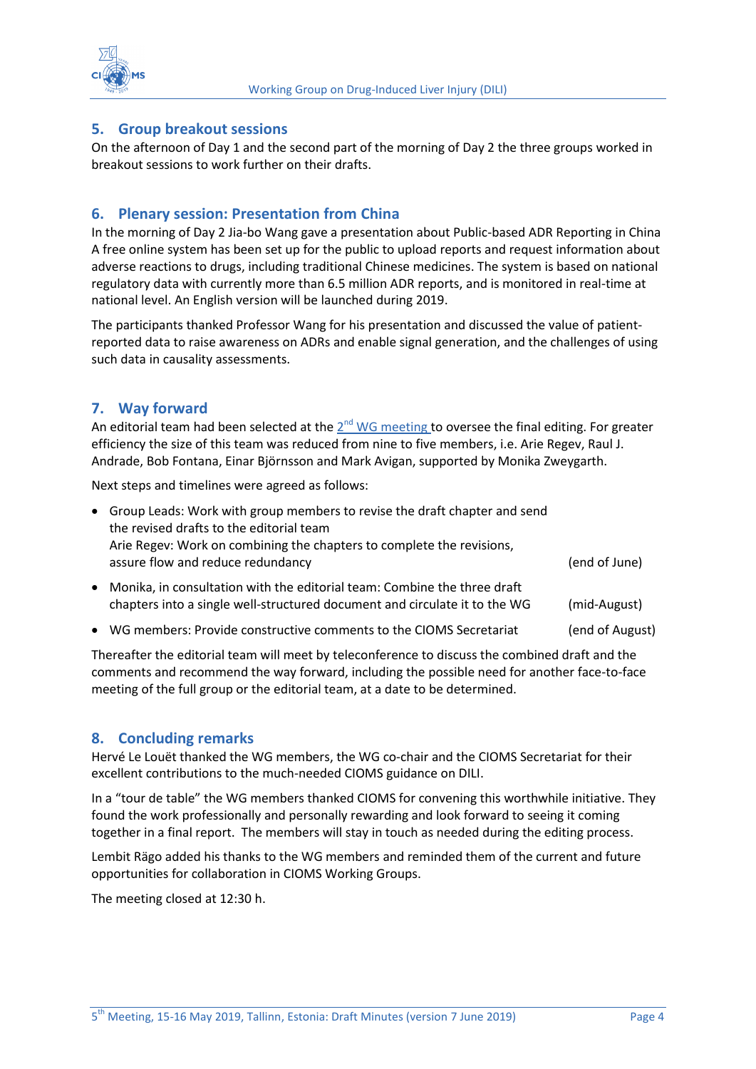## 5. Group breakout sessions

On the afternoon of Day 1 and the second part of the morning of Day 2 the three groups worked in breakout sessions to work further on their drafts.

## 6. Plenary session: Presentation from China

In the morning of Day 2 Jia-bo Wang gave a presentation about Public-based ADR Reporting in China A free online system has been set up for the public to upload reports and request information about adverse reactions to drugs, including traditional Chinese medicines. The system is based on national regulatory data with currently more than 6.5 million ADR reports, and is monitored in real-time at national level. An English version will be launched during 2019.

The participants thanked Professor Wang for his presentation and discussed the value of patient-reported data to raise awareness on ADRs and enable signal generation, and the challenges of using such data in causality assessments.

## 7. Way forward

An editorial team had been selected at the 2nd WG meeting to oversee the final editing. For greater efficiency the size of this team was reduced from nine to five members, i.e. Arie Regev, Raul J. Andrade, Bob Fontana, Einar Björnsson and Mark Avigan, supported by Monika Zweygarth.

Next steps and timelines were agreed as follows:

- Group Leads: Work with group members to revise the draft chapter and send the revised drafts to the editorial team
  Arie Regev: Work on combining the chapters to complete the revisions, assure flow and reduce redundancy (end of June)
- Monika, in consultation with the editorial team: Combine the three draft chapters into a single well-structured document and circulate it to the WG (mid-August)
- WG members: Provide constructive comments to the CIOMS Secretariat (end of August)

Thereafter the editorial team will meet by teleconference to discuss the combined draft and the comments and recommend the way forward, including the possible need for another face-to-face meeting of the full group or the editorial team, at a date to be determined.

## 8. Concluding remarks

Hervé Le Louët thanked the WG members, the WG co-chair and the CIOMS Secretariat for their excellent contributions to the much-needed CIOMS guidance on DILI.

In a “tour de table” the WG members thanked CIOMS for convening this worthwhile initiative. They found the work professionally and personally rewarding and look forward to seeing it coming together in a final report. The members will stay in touch as needed during the editing process.

Lembit Rägo added his thanks to the WG members and reminded them of the current and future opportunities for collaboration in CIOMS Working Groups.

The meeting closed at 12:30 h.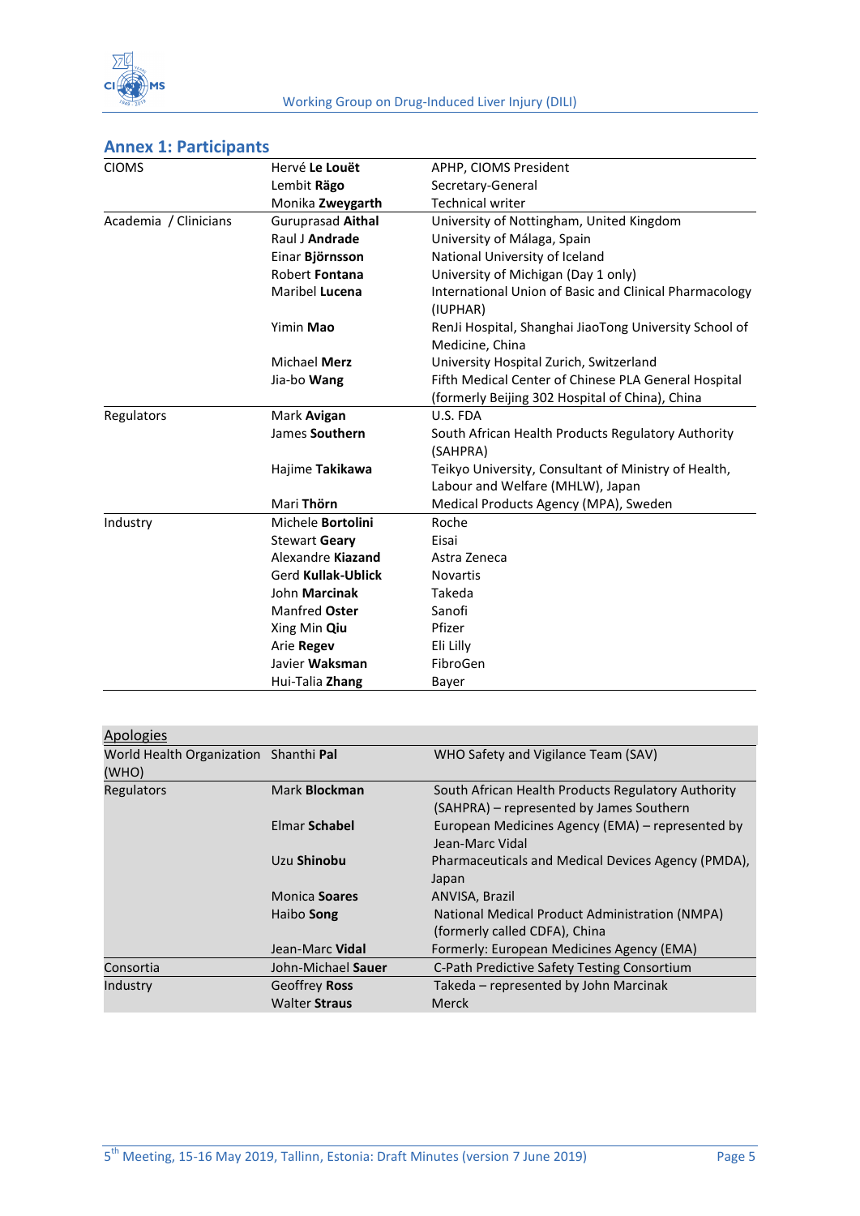## Annex 1: Participants

| | | |
|---|---|---|
| CIOMS | Hervé **Le Louët** | APHP, CIOMS President |
| | Lembit **Rägo** | Secretary-General |
| | Monika **Zweygarth** | Technical writer |
| Academia / Clinicians | Guruprasad **Aithal** | University of Nottingham, United Kingdom |
| | Raul J **Andrade** | University of Málaga, Spain |
| | Einar **Björnsson** | National University of Iceland |
| | Robert **Fontana** | University of Michigan (Day 1 only) |
| | Maribel **Lucena** | International Union of Basic and Clinical Pharmacology (IUPHAR) |
| | Yimin **Mao** | RenJi Hospital, Shanghai JiaoTong University School of Medicine, China |
| | Michael **Merz** | University Hospital Zurich, Switzerland |
| | Jia-bo **Wang** | Fifth Medical Center of Chinese PLA General Hospital (formerly Beijing 302 Hospital of China), China |
| Regulators | Mark **Avigan** | U.S. FDA |
| | James **Southern** | South African Health Products Regulatory Authority (SAHPRA) |
| | Hajime **Takikawa** | Teikyo University, Consultant of Ministry of Health, Labour and Welfare (MHLW), Japan |
| | Mari **Thörn** | Medical Products Agency (MPA), Sweden |
| Industry | Michele **Bortolini** | Roche |
| | Stewart **Geary** | Eisai |
| | Alexandre **Kiazand** | Astra Zeneca |
| | Gerd **Kullak-Ublick** | Novartis |
| | John **Marcinak** | Takeda |
| | Manfred **Oster** | Sanofi |
| | Xing Min **Qiu** | Pfizer |
| | Arie **Regev** | Eli Lilly |
| | Javier **Waksman** | FibroGen |
| | Hui-Talia **Zhang** | Bayer |

| Apologies | | |
|---|---|---|
| World Health Organization (WHO) | Shanthi **Pal** | WHO Safety and Vigilance Team (SAV) |
| Regulators | Mark **Blockman** | South African Health Products Regulatory Authority (SAHPRA) – represented by James Southern |
| | Elmar **Schabel** | European Medicines Agency (EMA) – represented by Jean-Marc Vidal |
| | Uzu **Shinobu** | Pharmaceuticals and Medical Devices Agency (PMDA), Japan |
| | Monica **Soares** | ANVISA, Brazil |
| | Haibo **Song** | National Medical Product Administration (NMPA) (formerly called CDFA), China |
| | Jean-Marc **Vidal** | Formerly: European Medicines Agency (EMA) |
| Consortia | John-Michael **Sauer** | C-Path Predictive Safety Testing Consortium |
| Industry | Geoffrey **Ross** | Takeda – represented by John Marcinak |
| | Walter **Straus** | Merck |